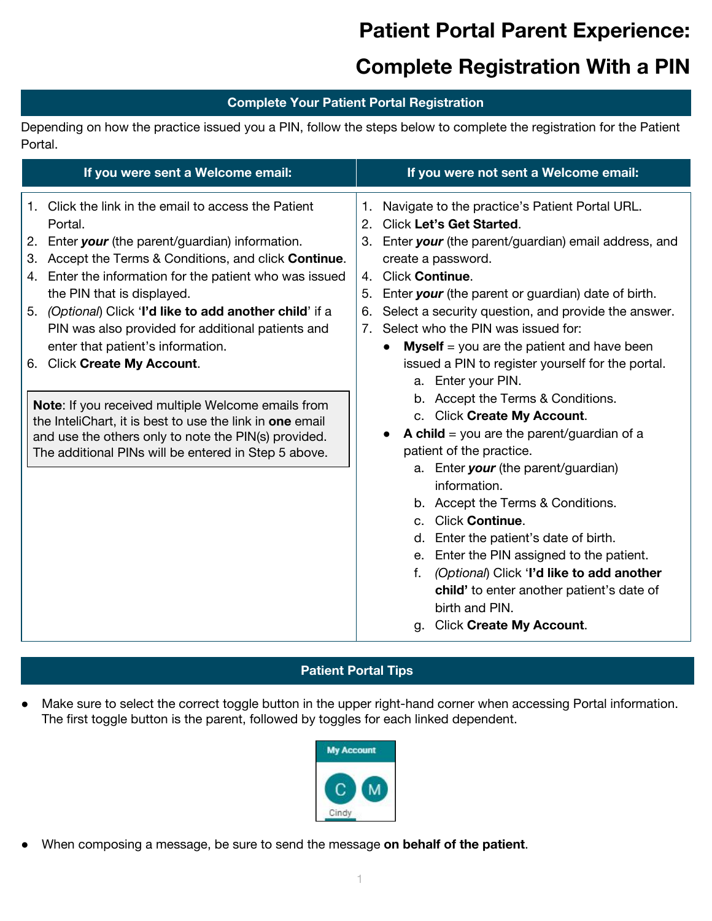# Patient Portal Parent Experience: Complete Registration With a PIN

## Complete Your Patient Portal Registration

Depending on how the practice issued you a PIN, follow the steps below to complete the registration for the Patient Portal.

### If you were sent a Welcome email:

1. Click the link in the email to access the Patient Portal.
2. Enter ***your*** (the parent/guardian) information.
3. Accept the Terms & Conditions, and click **Continue**.
4. Enter the information for the patient who was issued the PIN that is displayed.
5. *(Optional)* Click '**I'd like to add another child**' if a PIN was also provided for additional patients and enter that patient's information.
6. Click **Create My Account**.

> **Note**: If you received multiple Welcome emails from the InteliChart, it is best to use the link in **one** email and use the others only to note the PIN(s) provided. The additional PINs will be entered in Step 5 above.

### If you were not sent a Welcome email:

1. Navigate to the practice's Patient Portal URL.
2. Click **Let's Get Started**.
3. Enter ***your*** (the parent/guardian) email address, and create a password.
4. Click **Continue**.
5. Enter ***your*** (the parent or guardian) date of birth.
6. Select a security question, and provide the answer.
7. Select who the PIN was issued for:
   - **Myself** = you are the patient and have been issued a PIN to register yourself for the portal.
     a. Enter your PIN.
     b. Accept the Terms & Conditions.
     c. Click **Create My Account**.
   - **A child** = you are the parent/guardian of a patient of the practice.
     a. Enter ***your*** (the parent/guardian) information.
     b. Accept the Terms & Conditions.
     c. Click **Continue**.
     d. Enter the patient's date of birth.
     e. Enter the PIN assigned to the patient.
     f. *(Optional)* Click '**I'd like to add another child'** to enter another patient's date of birth and PIN.
     g. Click **Create My Account**.

## Patient Portal Tips

- Make sure to select the correct toggle button in the upper right-hand corner when accessing Portal information. The first toggle button is the parent, followed by toggles for each linked dependent.
- When composing a message, be sure to send the message **on behalf of the patient**.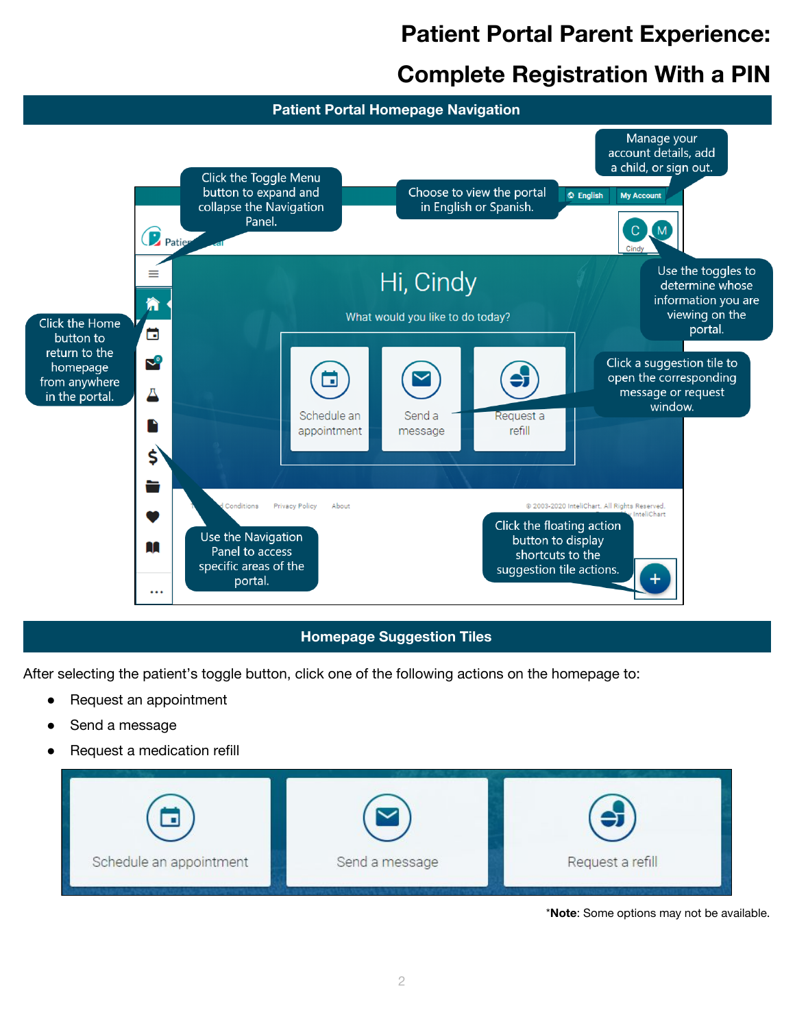# Patient Portal Parent Experience:

# Complete Registration With a PIN

## Patient Portal Homepage Navigation

Manage your account details, add a child, or sign out.

Click the Toggle Menu button to expand and collapse the Navigation Panel.

Choose to view the portal in English or Spanish.

Use the toggles to determine whose information you are viewing on the portal.

Click the Home button to return to the homepage from anywhere in the portal.

Click a suggestion tile to open the corresponding message or request window.

Use the Navigation Panel to access specific areas of the portal.

Click the floating action button to display shortcuts to the suggestion tile actions.

## Homepage Suggestion Tiles

After selecting the patient's toggle button, click one of the following actions on the homepage to:

- Request an appointment
- Send a message
- Request a medication refill

*__Note__: Some options may not be available.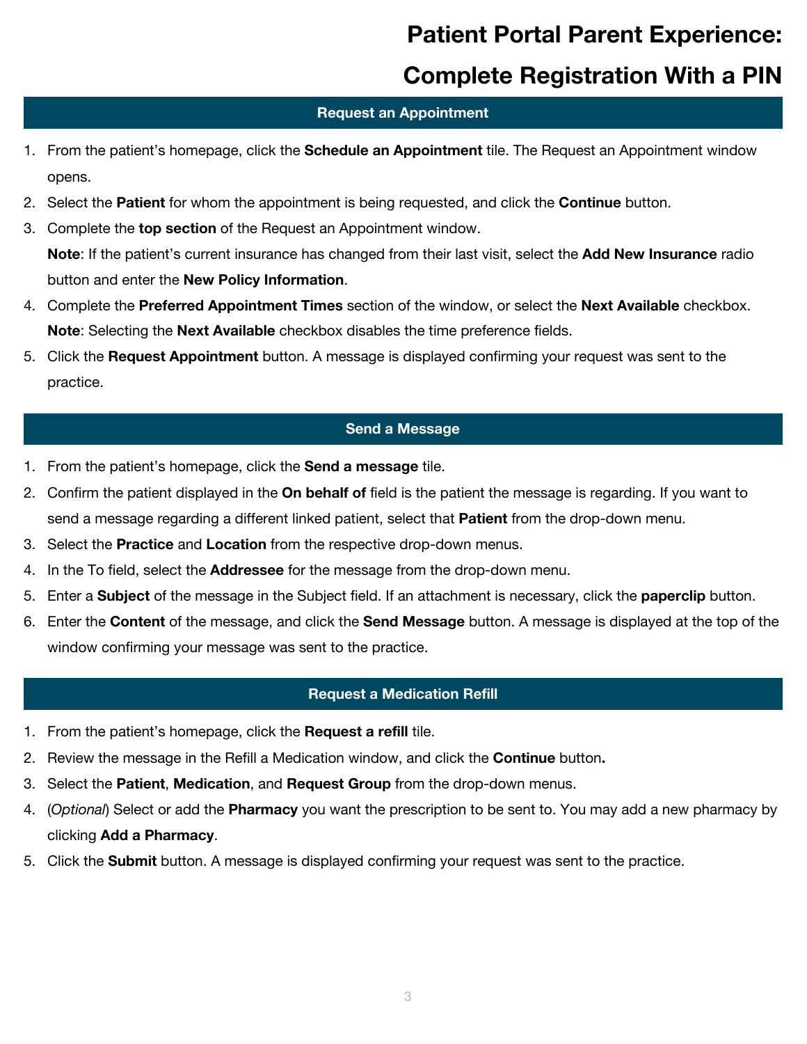# Patient Portal Parent Experience: Complete Registration With a PIN

## Request an Appointment

1. From the patient's homepage, click the **Schedule an Appointment** tile. The Request an Appointment window opens.
2. Select the **Patient** for whom the appointment is being requested, and click the **Continue** button.
3. Complete the **top section** of the Request an Appointment window.
   **Note**: If the patient's current insurance has changed from their last visit, select the **Add New Insurance** radio button and enter the **New Policy Information**.
4. Complete the **Preferred Appointment Times** section of the window, or select the **Next Available** checkbox.
   **Note**: Selecting the **Next Available** checkbox disables the time preference fields.
5. Click the **Request Appointment** button. A message is displayed confirming your request was sent to the practice.

## Send a Message

1. From the patient's homepage, click the **Send a message** tile.
2. Confirm the patient displayed in the **On behalf of** field is the patient the message is regarding. If you want to send a message regarding a different linked patient, select that **Patient** from the drop-down menu.
3. Select the **Practice** and **Location** from the respective drop-down menus.
4. In the To field, select the **Addressee** for the message from the drop-down menu.
5. Enter a **Subject** of the message in the Subject field. If an attachment is necessary, click the **paperclip** button.
6. Enter the **Content** of the message, and click the **Send Message** button. A message is displayed at the top of the window confirming your message was sent to the practice.

## Request a Medication Refill

1. From the patient's homepage, click the **Request a refill** tile.
2. Review the message in the Refill a Medication window, and click the **Continue** button**.**
3. Select the **Patient**, **Medication**, and **Request Group** from the drop-down menus.
4. (*Optional*) Select or add the **Pharmacy** you want the prescription to be sent to. You may add a new pharmacy by clicking **Add a Pharmacy**.
5. Click the **Submit** button. A message is displayed confirming your request was sent to the practice.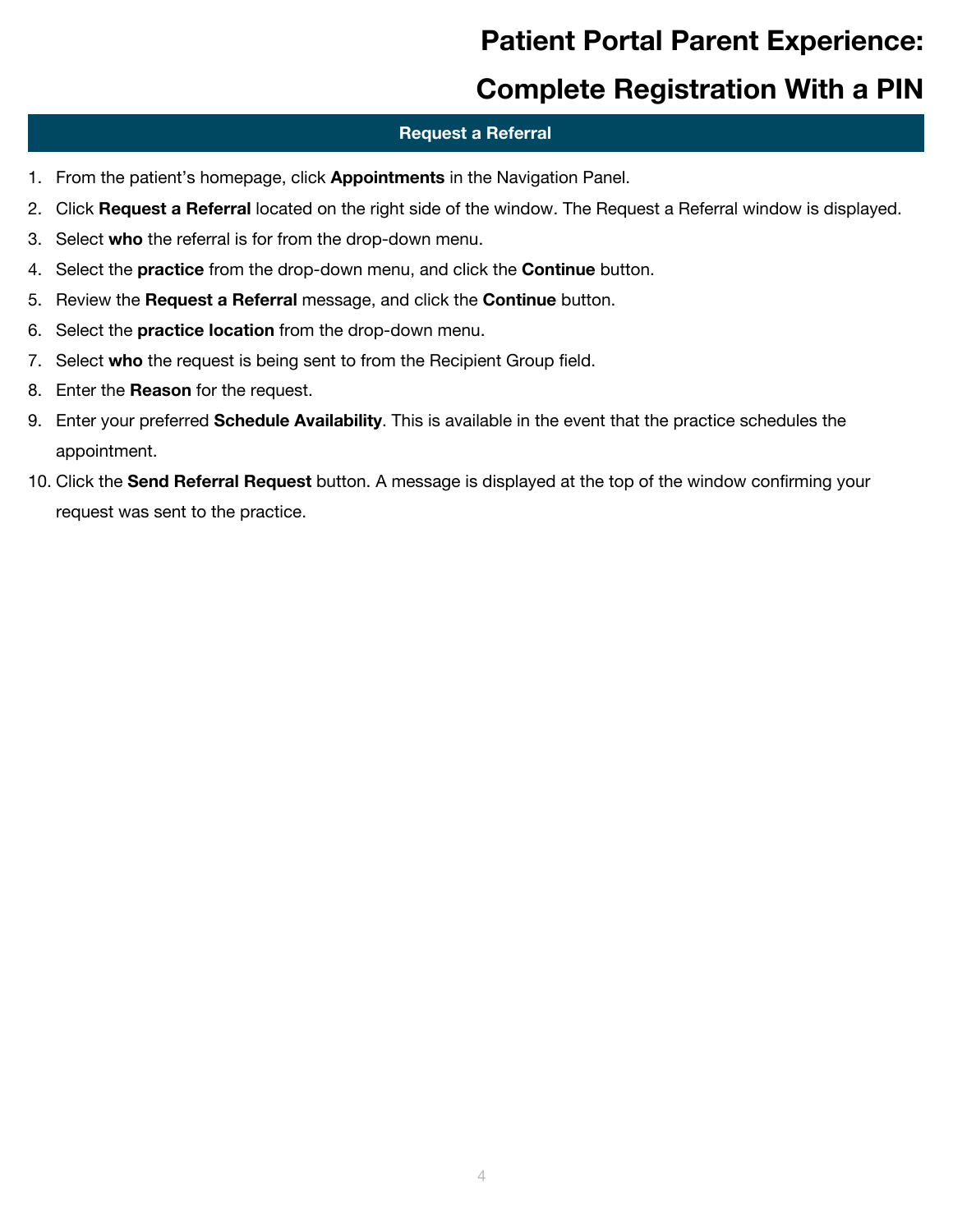## Request a Referral

1. From the patient's homepage, click **Appointments** in the Navigation Panel.
2. Click **Request a Referral** located on the right side of the window. The Request a Referral window is displayed.
3. Select **who** the referral is for from the drop-down menu.
4. Select the **practice** from the drop-down menu, and click the **Continue** button.
5. Review the **Request a Referral** message, and click the **Continue** button.
6. Select the **practice location** from the drop-down menu.
7. Select **who** the request is being sent to from the Recipient Group field.
8. Enter the **Reason** for the request.
9. Enter your preferred **Schedule Availability**. This is available in the event that the practice schedules the appointment.
10. Click the **Send Referral Request** button. A message is displayed at the top of the window confirming your request was sent to the practice.